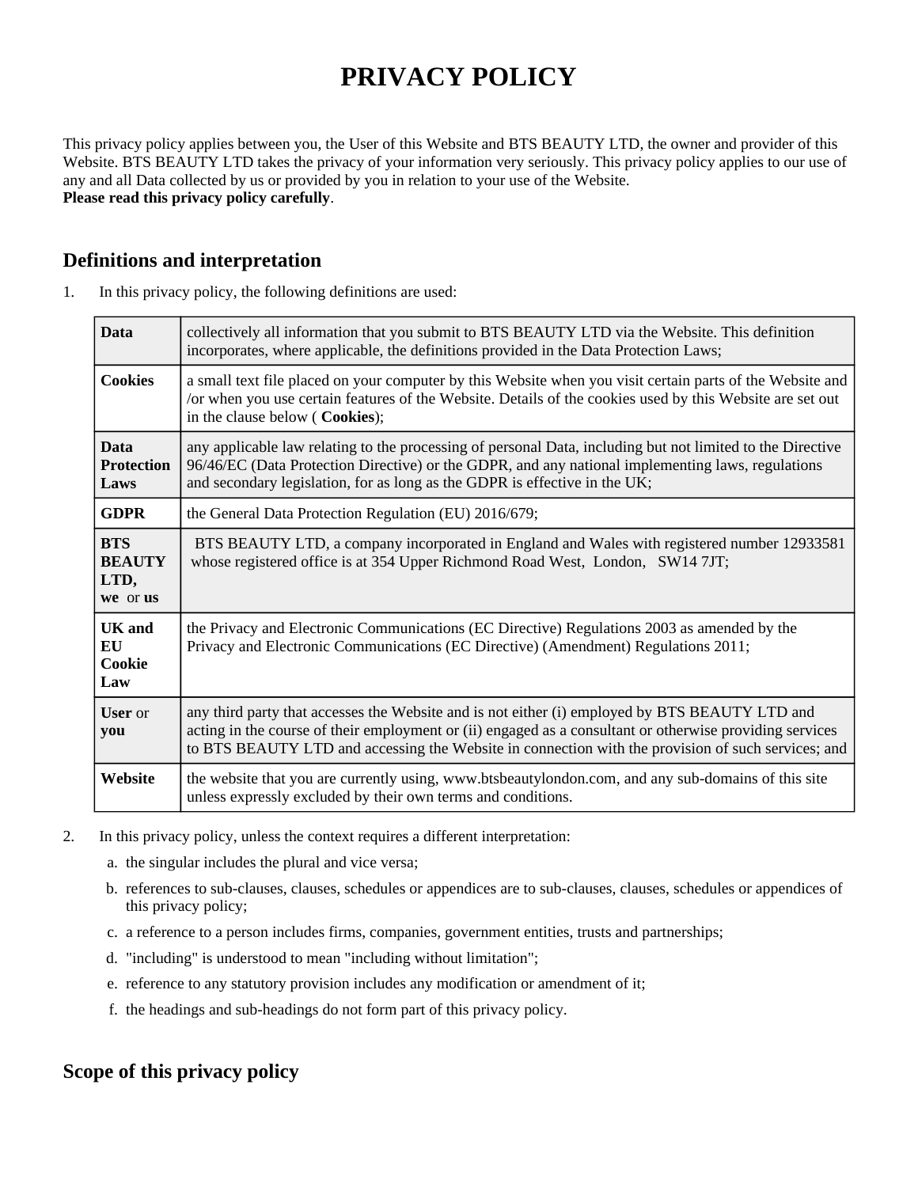# PRIVACY POLICY

This privacy policy applies between you, the User of this Website and BTS BEAUTY LTD, the owner and provider of this Website. BTS BEAUTY LTD takes the privacy of your information very seriously. This privacy policy applies to our use of any and all Data collected by us or provided by you in relation to your use of the Website.
**Please read this privacy policy carefully**.

## Definitions and interpretation

1. In this privacy policy, the following definitions are used:

| | |
|---|---|
| **Data** | collectively all information that you submit to BTS BEAUTY LTD via the Website. This definition incorporates, where applicable, the definitions provided in the Data Protection Laws; |
| **Cookies** | a small text file placed on your computer by this Website when you visit certain parts of the Website and /or when you use certain features of the Website. Details of the cookies used by this Website are set out in the clause below ( **Cookies**); |
| **Data Protection Laws** | any applicable law relating to the processing of personal Data, including but not limited to the Directive 96/46/EC (Data Protection Directive) or the GDPR, and any national implementing laws, regulations and secondary legislation, for as long as the GDPR is effective in the UK; |
| **GDPR** | the General Data Protection Regulation (EU) 2016/679; |
| **BTS BEAUTY LTD, we** or **us** | BTS BEAUTY LTD, a company incorporated in England and Wales with registered number 12933581 whose registered office is at 354 Upper Richmond Road West, London, SW14 7JT; |
| **UK and EU Cookie Law** | the Privacy and Electronic Communications (EC Directive) Regulations 2003 as amended by the Privacy and Electronic Communications (EC Directive) (Amendment) Regulations 2011; |
| **User** or **you** | any third party that accesses the Website and is not either (i) employed by BTS BEAUTY LTD and acting in the course of their employment or (ii) engaged as a consultant or otherwise providing services to BTS BEAUTY LTD and accessing the Website in connection with the provision of such services; and |
| **Website** | the website that you are currently using, www.btsbeautylondon.com, and any sub-domains of this site unless expressly excluded by their own terms and conditions. |

2. In this privacy policy, unless the context requires a different interpretation:
   a. the singular includes the plural and vice versa;
   b. references to sub-clauses, clauses, schedules or appendices are to sub-clauses, clauses, schedules or appendices of this privacy policy;
   c. a reference to a person includes firms, companies, government entities, trusts and partnerships;
   d. "including" is understood to mean "including without limitation";
   e. reference to any statutory provision includes any modification or amendment of it;
   f. the headings and sub-headings do not form part of this privacy policy.

## Scope of this privacy policy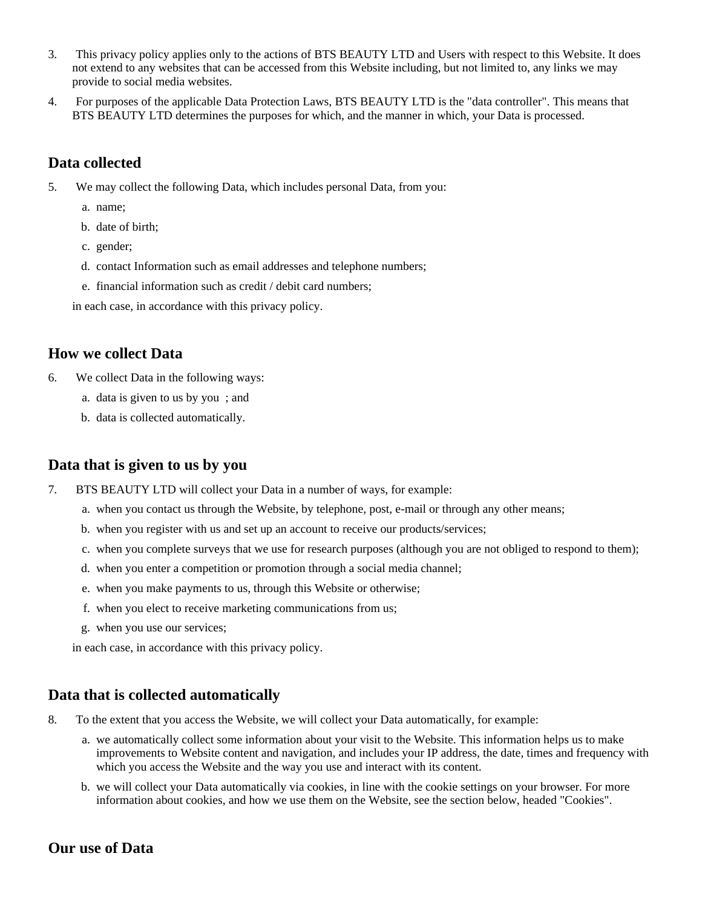3. This privacy policy applies only to the actions of BTS BEAUTY LTD and Users with respect to this Website. It does not extend to any websites that can be accessed from this Website including, but not limited to, any links we may provide to social media websites.
4. For purposes of the applicable Data Protection Laws, BTS BEAUTY LTD is the "data controller". This means that BTS BEAUTY LTD determines the purposes for which, and the manner in which, your Data is processed.

## Data collected

5. We may collect the following Data, which includes personal Data, from you:
   a. name;
   b. date of birth;
   c. gender;
   d. contact Information such as email addresses and telephone numbers;
   e. financial information such as credit / debit card numbers;

   in each case, in accordance with this privacy policy.

## How we collect Data

6. We collect Data in the following ways:
   a. data is given to us by you ; and
   b. data is collected automatically.

## Data that is given to us by you

7. BTS BEAUTY LTD will collect your Data in a number of ways, for example:
   a. when you contact us through the Website, by telephone, post, e-mail or through any other means;
   b. when you register with us and set up an account to receive our products/services;
   c. when you complete surveys that we use for research purposes (although you are not obliged to respond to them);
   d. when you enter a competition or promotion through a social media channel;
   e. when you make payments to us, through this Website or otherwise;
   f. when you elect to receive marketing communications from us;
   g. when you use our services;

   in each case, in accordance with this privacy policy.

## Data that is collected automatically

8. To the extent that you access the Website, we will collect your Data automatically, for example:
   a. we automatically collect some information about your visit to the Website. This information helps us to make improvements to Website content and navigation, and includes your IP address, the date, times and frequency with which you access the Website and the way you use and interact with its content.
   b. we will collect your Data automatically via cookies, in line with the cookie settings on your browser. For more information about cookies, and how we use them on the Website, see the section below, headed "Cookies".

## Our use of Data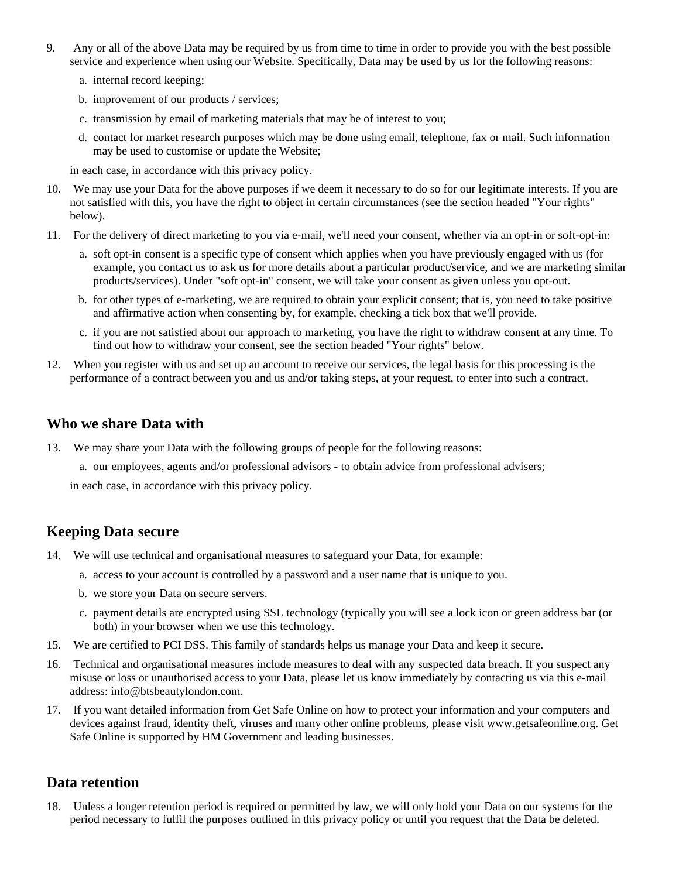9. Any or all of the above Data may be required by us from time to time in order to provide you with the best possible service and experience when using our Website. Specifically, Data may be used by us for the following reasons:

   a. internal record keeping;

   b. improvement of our products / services;

   c. transmission by email of marketing materials that may be of interest to you;

   d. contact for market research purposes which may be done using email, telephone, fax or mail. Such information may be used to customise or update the Website;

   in each case, in accordance with this privacy policy.

10. We may use your Data for the above purposes if we deem it necessary to do so for our legitimate interests. If you are not satisfied with this, you have the right to object in certain circumstances (see the section headed "Your rights" below).

11. For the delivery of direct marketing to you via e-mail, we'll need your consent, whether via an opt-in or soft-opt-in:

    a. soft opt-in consent is a specific type of consent which applies when you have previously engaged with us (for example, you contact us to ask us for more details about a particular product/service, and we are marketing similar products/services). Under "soft opt-in" consent, we will take your consent as given unless you opt-out.

    b. for other types of e-marketing, we are required to obtain your explicit consent; that is, you need to take positive and affirmative action when consenting by, for example, checking a tick box that we'll provide.

    c. if you are not satisfied about our approach to marketing, you have the right to withdraw consent at any time. To find out how to withdraw your consent, see the section headed "Your rights" below.

12. When you register with us and set up an account to receive our services, the legal basis for this processing is the performance of a contract between you and us and/or taking steps, at your request, to enter into such a contract.

## Who we share Data with

13. We may share your Data with the following groups of people for the following reasons:

    a. our employees, agents and/or professional advisors - to obtain advice from professional advisers;

    in each case, in accordance with this privacy policy.

## Keeping Data secure

14. We will use technical and organisational measures to safeguard your Data, for example:

    a. access to your account is controlled by a password and a user name that is unique to you.

    b. we store your Data on secure servers.

    c. payment details are encrypted using SSL technology (typically you will see a lock icon or green address bar (or both) in your browser when we use this technology.

15. We are certified to PCI DSS. This family of standards helps us manage your Data and keep it secure.

16. Technical and organisational measures include measures to deal with any suspected data breach. If you suspect any misuse or loss or unauthorised access to your Data, please let us know immediately by contacting us via this e-mail address: info@btsbeautylondon.com.

17. If you want detailed information from Get Safe Online on how to protect your information and your computers and devices against fraud, identity theft, viruses and many other online problems, please visit www.getsafeonline.org. Get Safe Online is supported by HM Government and leading businesses.

## Data retention

18. Unless a longer retention period is required or permitted by law, we will only hold your Data on our systems for the period necessary to fulfil the purposes outlined in this privacy policy or until you request that the Data be deleted.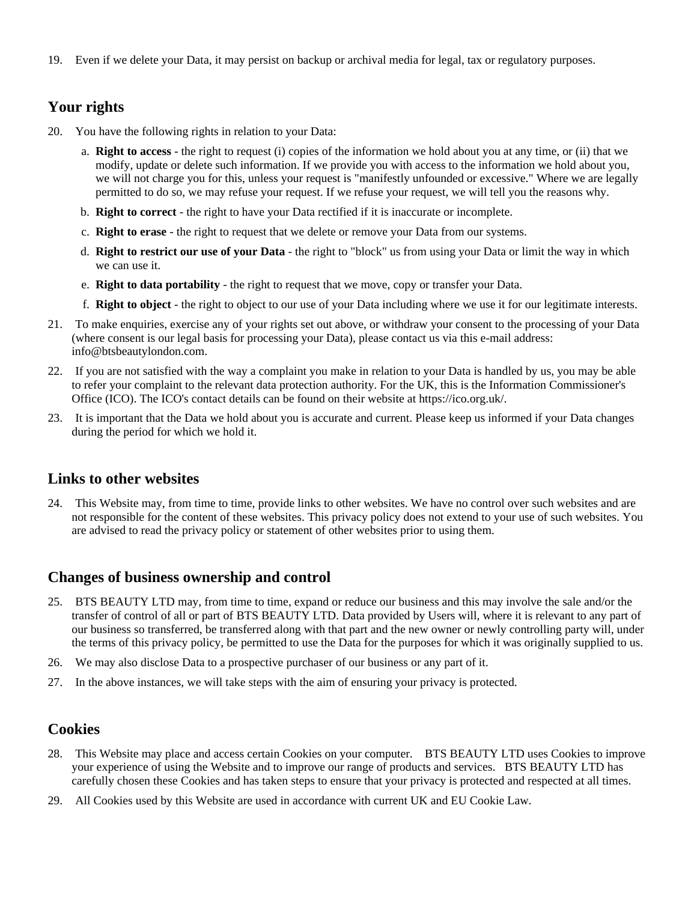19. Even if we delete your Data, it may persist on backup or archival media for legal, tax or regulatory purposes.

## Your rights

20. You have the following rights in relation to your Data:

    a. **Right to access** - the right to request (i) copies of the information we hold about you at any time, or (ii) that we modify, update or delete such information. If we provide you with access to the information we hold about you, we will not charge you for this, unless your request is "manifestly unfounded or excessive." Where we are legally permitted to do so, we may refuse your request. If we refuse your request, we will tell you the reasons why.

    b. **Right to correct** - the right to have your Data rectified if it is inaccurate or incomplete.

    c. **Right to erase** - the right to request that we delete or remove your Data from our systems.

    d. **Right to restrict our use of your Data** - the right to "block" us from using your Data or limit the way in which we can use it.

    e. **Right to data portability** - the right to request that we move, copy or transfer your Data.

    f. **Right to object** - the right to object to our use of your Data including where we use it for our legitimate interests.

21. To make enquiries, exercise any of your rights set out above, or withdraw your consent to the processing of your Data (where consent is our legal basis for processing your Data), please contact us via this e-mail address: info@btsbeautylondon.com.

22. If you are not satisfied with the way a complaint you make in relation to your Data is handled by us, you may be able to refer your complaint to the relevant data protection authority. For the UK, this is the Information Commissioner's Office (ICO). The ICO's contact details can be found on their website at https://ico.org.uk/.

23. It is important that the Data we hold about you is accurate and current. Please keep us informed if your Data changes during the period for which we hold it.

## Links to other websites

24. This Website may, from time to time, provide links to other websites. We have no control over such websites and are not responsible for the content of these websites. This privacy policy does not extend to your use of such websites. You are advised to read the privacy policy or statement of other websites prior to using them.

## Changes of business ownership and control

25. BTS BEAUTY LTD may, from time to time, expand or reduce our business and this may involve the sale and/or the transfer of control of all or part of BTS BEAUTY LTD. Data provided by Users will, where it is relevant to any part of our business so transferred, be transferred along with that part and the new owner or newly controlling party will, under the terms of this privacy policy, be permitted to use the Data for the purposes for which it was originally supplied to us.

26. We may also disclose Data to a prospective purchaser of our business or any part of it.

27. In the above instances, we will take steps with the aim of ensuring your privacy is protected.

## Cookies

28. This Website may place and access certain Cookies on your computer. BTS BEAUTY LTD uses Cookies to improve your experience of using the Website and to improve our range of products and services. BTS BEAUTY LTD has carefully chosen these Cookies and has taken steps to ensure that your privacy is protected and respected at all times.

29. All Cookies used by this Website are used in accordance with current UK and EU Cookie Law.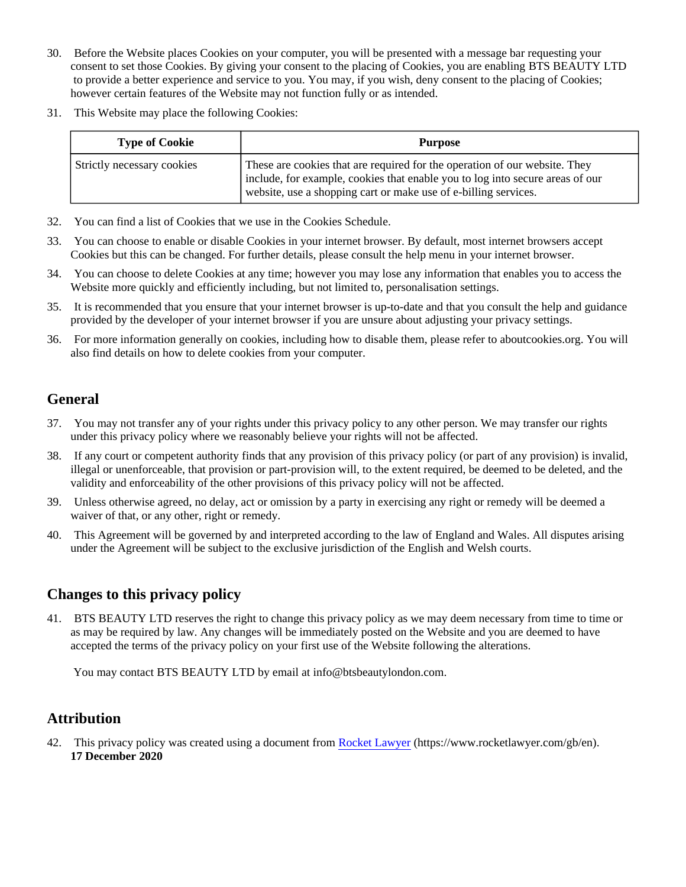30. Before the Website places Cookies on your computer, you will be presented with a message bar requesting your consent to set those Cookies. By giving your consent to the placing of Cookies, you are enabling BTS BEAUTY LTD to provide a better experience and service to you. You may, if you wish, deny consent to the placing of Cookies; however certain features of the Website may not function fully or as intended.

31. This Website may place the following Cookies:

| Type of Cookie | Purpose |
| --- | --- |
| Strictly necessary cookies | These are cookies that are required for the operation of our website. They include, for example, cookies that enable you to log into secure areas of our website, use a shopping cart or make use of e-billing services. |

32. You can find a list of Cookies that we use in the Cookies Schedule.

33. You can choose to enable or disable Cookies in your internet browser. By default, most internet browsers accept Cookies but this can be changed. For further details, please consult the help menu in your internet browser.

34. You can choose to delete Cookies at any time; however you may lose any information that enables you to access the Website more quickly and efficiently including, but not limited to, personalisation settings.

35. It is recommended that you ensure that your internet browser is up-to-date and that you consult the help and guidance provided by the developer of your internet browser if you are unsure about adjusting your privacy settings.

36. For more information generally on cookies, including how to disable them, please refer to aboutcookies.org. You will also find details on how to delete cookies from your computer.

## General

37. You may not transfer any of your rights under this privacy policy to any other person. We may transfer our rights under this privacy policy where we reasonably believe your rights will not be affected.

38. If any court or competent authority finds that any provision of this privacy policy (or part of any provision) is invalid, illegal or unenforceable, that provision or part-provision will, to the extent required, be deemed to be deleted, and the validity and enforceability of the other provisions of this privacy policy will not be affected.

39. Unless otherwise agreed, no delay, act or omission by a party in exercising any right or remedy will be deemed a waiver of that, or any other, right or remedy.

40. This Agreement will be governed by and interpreted according to the law of England and Wales. All disputes arising under the Agreement will be subject to the exclusive jurisdiction of the English and Welsh courts.

## Changes to this privacy policy

41. BTS BEAUTY LTD reserves the right to change this privacy policy as we may deem necessary from time to time or as may be required by law. Any changes will be immediately posted on the Website and you are deemed to have accepted the terms of the privacy policy on your first use of the Website following the alterations.

    You may contact BTS BEAUTY LTD by email at info@btsbeautylondon.com.

## Attribution

42. This privacy policy was created using a document from [Rocket Lawyer](https://www.rocketlawyer.com/gb/en) (https://www.rocketlawyer.com/gb/en).
    **17 December 2020**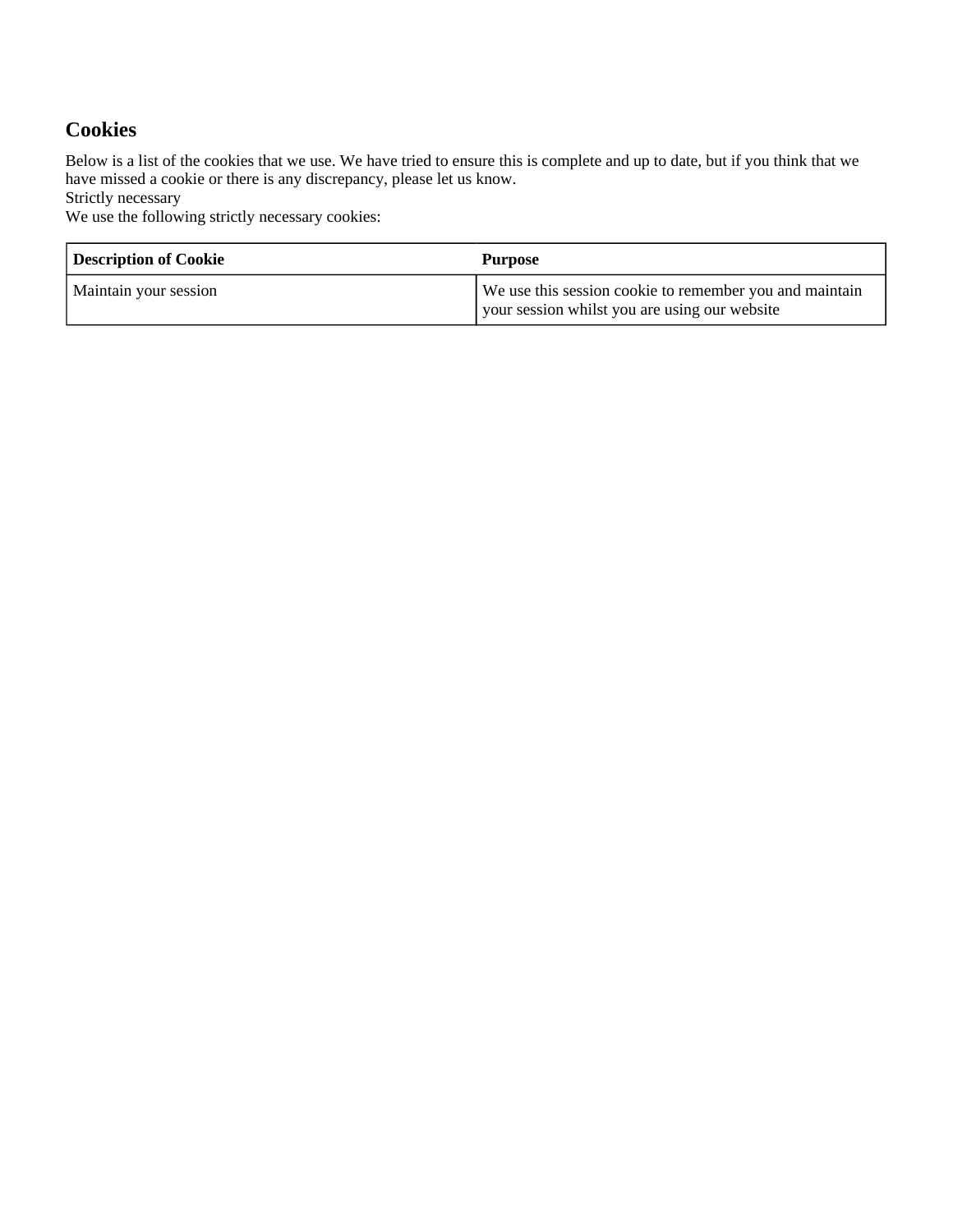## Cookies

Below is a list of the cookies that we use. We have tried to ensure this is complete and up to date, but if you think that we have missed a cookie or there is any discrepancy, please let us know.
Strictly necessary
We use the following strictly necessary cookies:

| **Description of Cookie** | **Purpose** |
|---|---|
| Maintain your session | We use this session cookie to remember you and maintain your session whilst you are using our website |